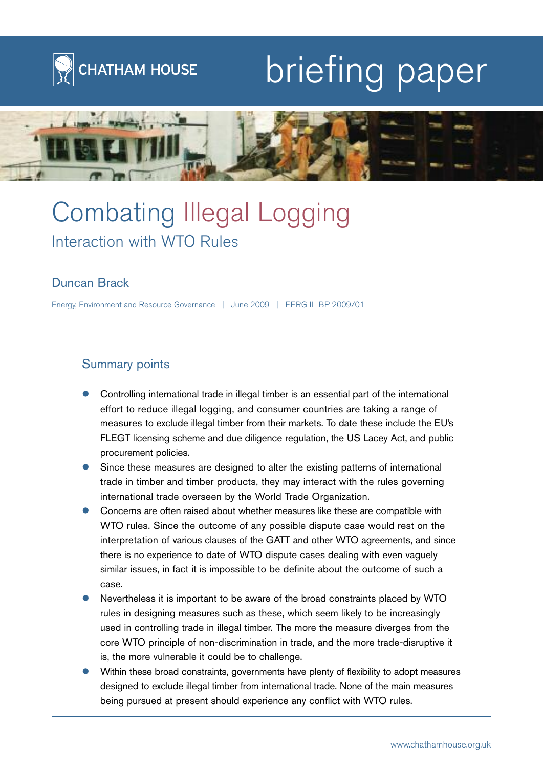CHATHAM HOUSE

briefing paper

# Combating Illegal Logging

## Interaction with WTO Rules

Duncan Brack

Energy, Environment and Resource Governance | June 2009 | EERG IL BP 2009/01

### Summary points

- Controlling international trade in illegal timber is an essential part of the international effort to reduce illegal logging, and consumer countries are taking a range of measures to exclude illegal timber from their markets. To date these include the EU's FLEGT licensing scheme and due diligence regulation, the US Lacey Act, and public procurement policies.
- Since these measures are designed to alter the existing patterns of international trade in timber and timber products, they may interact with the rules governing international trade overseen by the World Trade Organization.
- Concerns are often raised about whether measures like these are compatible with WTO rules. Since the outcome of any possible dispute case would rest on the interpretation of various clauses of the GATT and other WTO agreements, and since there is no experience to date of WTO dispute cases dealing with even vaguely similar issues, in fact it is impossible to be definite about the outcome of such a case.
- Nevertheless it is important to be aware of the broad constraints placed by WTO rules in designing measures such as these, which seem likely to be increasingly used in controlling trade in illegal timber. The more the measure diverges from the core WTO principle of non-discrimination in trade, and the more trade-disruptive it is, the more vulnerable it could be to challenge.
- Within these broad constraints, governments have plenty of flexibility to adopt measures designed to exclude illegal timber from international trade. None of the main measures being pursued at present should experience any conflict with WTO rules.

www.chathamhouse.org.uk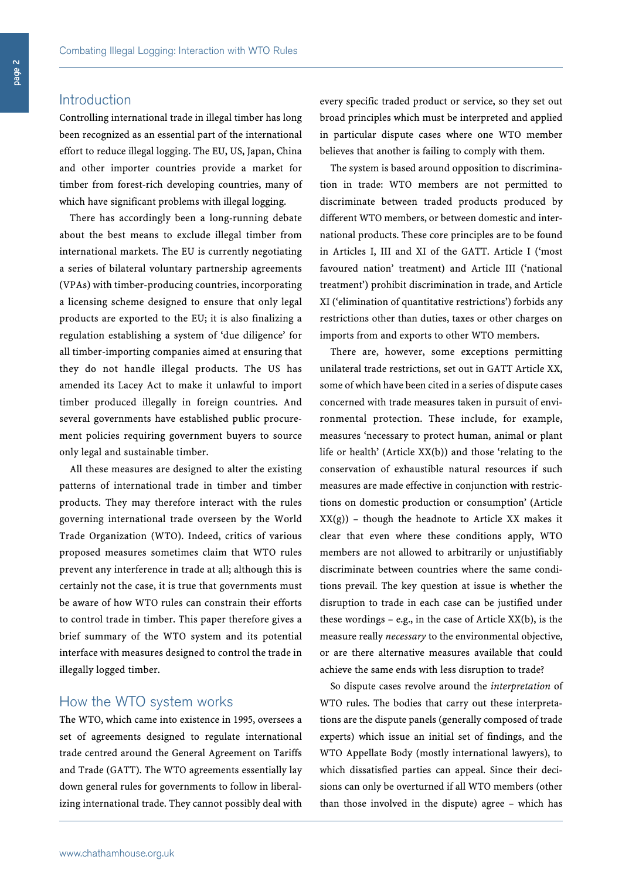## Introduction

Controlling international trade in illegal timber has long been recognized as an essential part of the international effort to reduce illegal logging. The EU, US, Japan, China and other importer countries provide a market for timber from forest-rich developing countries, many of which have significant problems with illegal logging.

There has accordingly been a long-running debate about the best means to exclude illegal timber from international markets. The EU is currently negotiating a series of bilateral voluntary partnership agreements (VPAs) with timber-producing countries, incorporating a licensing scheme designed to ensure that only legal products are exported to the EU; it is also finalizing a regulation establishing a system of 'due diligence' for all timber-importing companies aimed at ensuring that they do not handle illegal products. The US has amended its Lacey Act to make it unlawful to import timber produced illegally in foreign countries. And several governments have established public procurement policies requiring government buyers to source only legal and sustainable timber.

All these measures are designed to alter the existing patterns of international trade in timber and timber products. They may therefore interact with the rules governing international trade overseen by the World Trade Organization (WTO). Indeed, critics of various proposed measures sometimes claim that WTO rules prevent any interference in trade at all; although this is certainly not the case, it is true that governments must be aware of how WTO rules can constrain their efforts to control trade in timber. This paper therefore gives a brief summary of the WTO system and its potential interface with measures designed to control the trade in illegally logged timber.

## How the WTO system works

The WTO, which came into existence in 1995, oversees a set of agreements designed to regulate international trade centred around the General Agreement on Tariffs and Trade (GATT). The WTO agreements essentially lay down general rules for governments to follow in liberalizing international trade. They cannot possibly deal with every specific traded product or service, so they set out broad principles which must be interpreted and applied in particular dispute cases where one WTO member believes that another is failing to comply with them.

The system is based around opposition to discrimination in trade: WTO members are not permitted to discriminate between traded products produced by different WTO members, or between domestic and international products. These core principles are to be found in Articles I, III and XI of the GATT. Article I ('most favoured nation' treatment) and Article III ('national treatment') prohibit discrimination in trade, and Article XI ('elimination of quantitative restrictions') forbids any restrictions other than duties, taxes or other charges on imports from and exports to other WTO members.

There are, however, some exceptions permitting unilateral trade restrictions, set out in GATT Article XX, some of which have been cited in a series of dispute cases concerned with trade measures taken in pursuit of environmental protection. These include, for example, measures 'necessary to protect human, animal or plant life or health' (Article XX(b)) and those 'relating to the conservation of exhaustible natural resources if such measures are made effective in conjunction with restrictions on domestic production or consumption' (Article XX(g)) – though the headnote to Article XX makes it clear that even where these conditions apply, WTO members are not allowed to arbitrarily or unjustifiably discriminate between countries where the same conditions prevail. The key question at issue is whether the disruption to trade in each case can be justified under these wordings – e.g., in the case of Article XX(b), is the measure really *necessary* to the environmental objective, or are there alternative measures available that could achieve the same ends with less disruption to trade?

So dispute cases revolve around the *interpretation* of WTO rules. The bodies that carry out these interpretations are the dispute panels (generally composed of trade experts) which issue an initial set of findings, and the WTO Appellate Body (mostly international lawyers), to which dissatisfied parties can appeal. Since their decisions can only be overturned if all WTO members (other than those involved in the dispute) agree – which has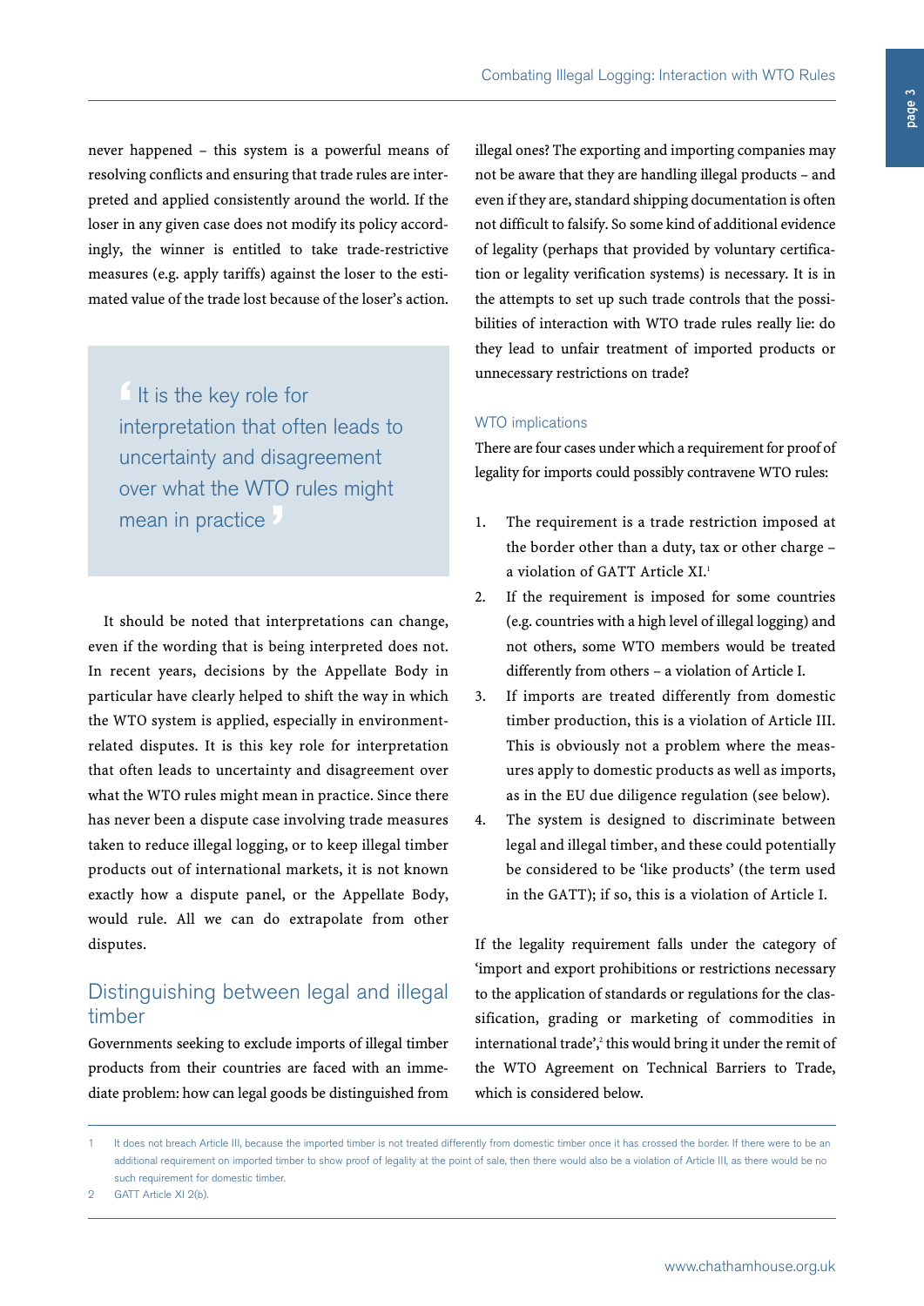never happened – this system is a powerful means of resolving conflicts and ensuring that trade rules are interpreted and applied consistently around the world. If the loser in any given case does not modify its policy accordingly, the winner is entitled to take trade-restrictive measures (e.g. apply tariffs) against the loser to the estimated value of the trade lost because of the loser's action.

> It is the key role for interpretation that often leads to uncertainty and disagreement over what the WTO rules might mean in practice

It should be noted that interpretations can change, even if the wording that is being interpreted does not. In recent years, decisions by the Appellate Body in particular have clearly helped to shift the way in which the WTO system is applied, especially in environment-related disputes. It is this key role for interpretation that often leads to uncertainty and disagreement over what the WTO rules might mean in practice. Since there has never been a dispute case involving trade measures taken to reduce illegal logging, or to keep illegal timber products out of international markets, it is not known exactly how a dispute panel, or the Appellate Body, would rule. All we can do extrapolate from other disputes.

## Distinguishing between legal and illegal timber

Governments seeking to exclude imports of illegal timber products from their countries are faced with an immediate problem: how can legal goods be distinguished from illegal ones? The exporting and importing companies may not be aware that they are handling illegal products – and even if they are, standard shipping documentation is often not difficult to falsify. So some kind of additional evidence of legality (perhaps that provided by voluntary certification or legality verification systems) is necessary. It is in the attempts to set up such trade controls that the possibilities of interaction with WTO trade rules really lie: do they lead to unfair treatment of imported products or unnecessary restrictions on trade?

### WTO implications

There are four cases under which a requirement for proof of legality for imports could possibly contravene WTO rules:

1. The requirement is a trade restriction imposed at the border other than a duty, tax or other charge – a violation of GATT Article XI.[1]
2. If the requirement is imposed for some countries (e.g. countries with a high level of illegal logging) and not others, some WTO members would be treated differently from others – a violation of Article I.
3. If imports are treated differently from domestic timber production, this is a violation of Article III. This is obviously not a problem where the measures apply to domestic products as well as imports, as in the EU due diligence regulation (see below).
4. The system is designed to discriminate between legal and illegal timber, and these could potentially be considered to be 'like products' (the term used in the GATT); if so, this is a violation of Article I.

If the legality requirement falls under the category of 'import and export prohibitions or restrictions necessary to the application of standards or regulations for the classification, grading or marketing of commodities in international trade',[2] this would bring it under the remit of the WTO Agreement on Technical Barriers to Trade, which is considered below.

---

1 It does not breach Article III, because the imported timber is not treated differently from domestic timber once it has crossed the border. If there were to be an additional requirement on imported timber to show proof of legality at the point of sale, then there would also be a violation of Article III, as there would be no such requirement for domestic timber.

2 GATT Article XI 2(b).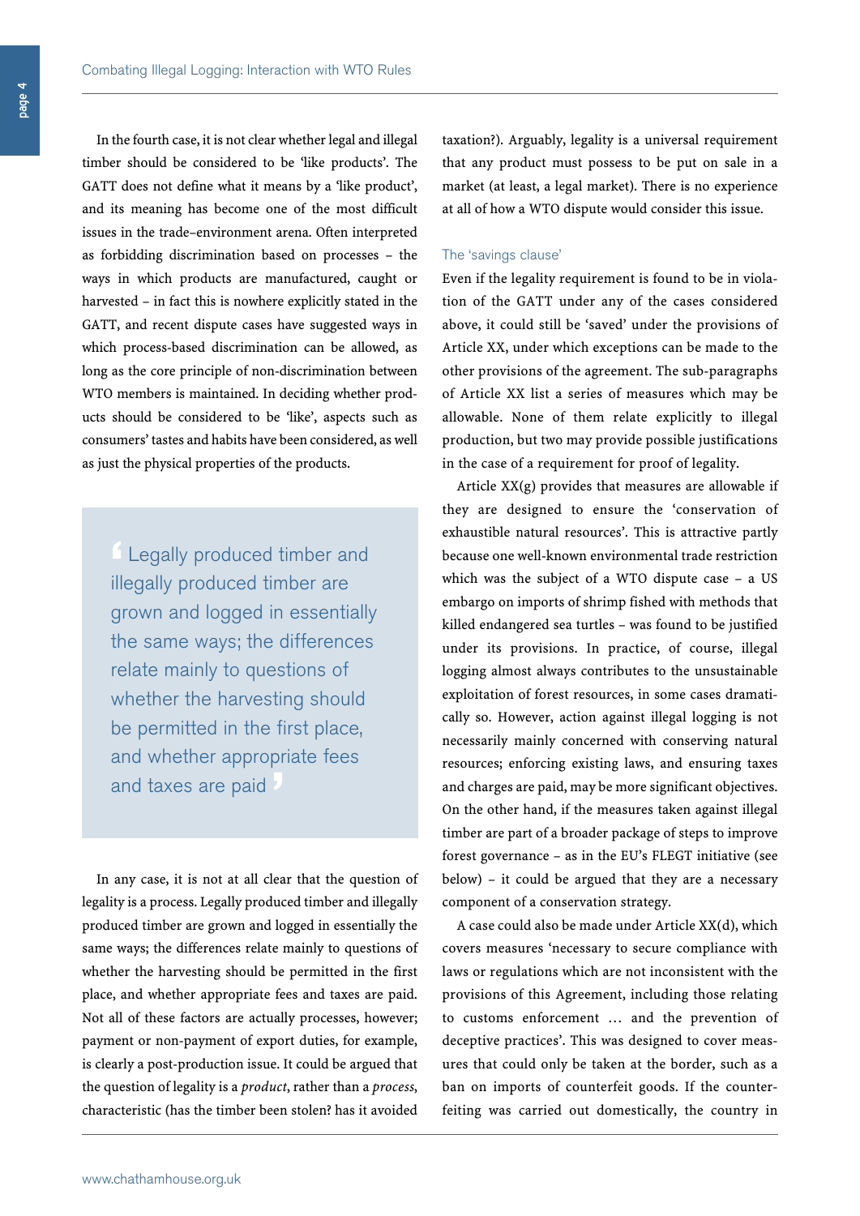In the fourth case, it is not clear whether legal and illegal timber should be considered to be 'like products'. The GATT does not define what it means by a 'like product', and its meaning has become one of the most difficult issues in the trade–environment arena. Often interpreted as forbidding discrimination based on processes – the ways in which products are manufactured, caught or harvested – in fact this is nowhere explicitly stated in the GATT, and recent dispute cases have suggested ways in which process-based discrimination can be allowed, as long as the core principle of non-discrimination between WTO members is maintained. In deciding whether products should be considered to be 'like', aspects such as consumers' tastes and habits have been considered, as well as just the physical properties of the products.

> 'Legally produced timber and illegally produced timber are grown and logged in essentially the same ways; the differences relate mainly to questions of whether the harvesting should be permitted in the first place, and whether appropriate fees and taxes are paid'

In any case, it is not at all clear that the question of legality is a process. Legally produced timber and illegally produced timber are grown and logged in essentially the same ways; the differences relate mainly to questions of whether the harvesting should be permitted in the first place, and whether appropriate fees and taxes are paid. Not all of these factors are actually processes, however; payment or non-payment of export duties, for example, is clearly a post-production issue. It could be argued that the question of legality is a *product*, rather than a *process*, characteristic (has the timber been stolen? has it avoided taxation?). Arguably, legality is a universal requirement that any product must possess to be put on sale in a market (at least, a legal market). There is no experience at all of how a WTO dispute would consider this issue.

### The 'savings clause'

Even if the legality requirement is found to be in violation of the GATT under any of the cases considered above, it could still be 'saved' under the provisions of Article XX, under which exceptions can be made to the other provisions of the agreement. The sub-paragraphs of Article XX list a series of measures which may be allowable. None of them relate explicitly to illegal production, but two may provide possible justifications in the case of a requirement for proof of legality.

Article XX(g) provides that measures are allowable if they are designed to ensure the 'conservation of exhaustible natural resources'. This is attractive partly because one well-known environmental trade restriction which was the subject of a WTO dispute case – a US embargo on imports of shrimp fished with methods that killed endangered sea turtles – was found to be justified under its provisions. In practice, of course, illegal logging almost always contributes to the unsustainable exploitation of forest resources, in some cases dramatically so. However, action against illegal logging is not necessarily mainly concerned with conserving natural resources; enforcing existing laws, and ensuring taxes and charges are paid, may be more significant objectives. On the other hand, if the measures taken against illegal timber are part of a broader package of steps to improve forest governance – as in the EU's FLEGT initiative (see below) – it could be argued that they are a necessary component of a conservation strategy.

A case could also be made under Article XX(d), which covers measures 'necessary to secure compliance with laws or regulations which are not inconsistent with the provisions of this Agreement, including those relating to customs enforcement … and the prevention of deceptive practices'. This was designed to cover measures that could only be taken at the border, such as a ban on imports of counterfeit goods. If the counterfeiting was carried out domestically, the country in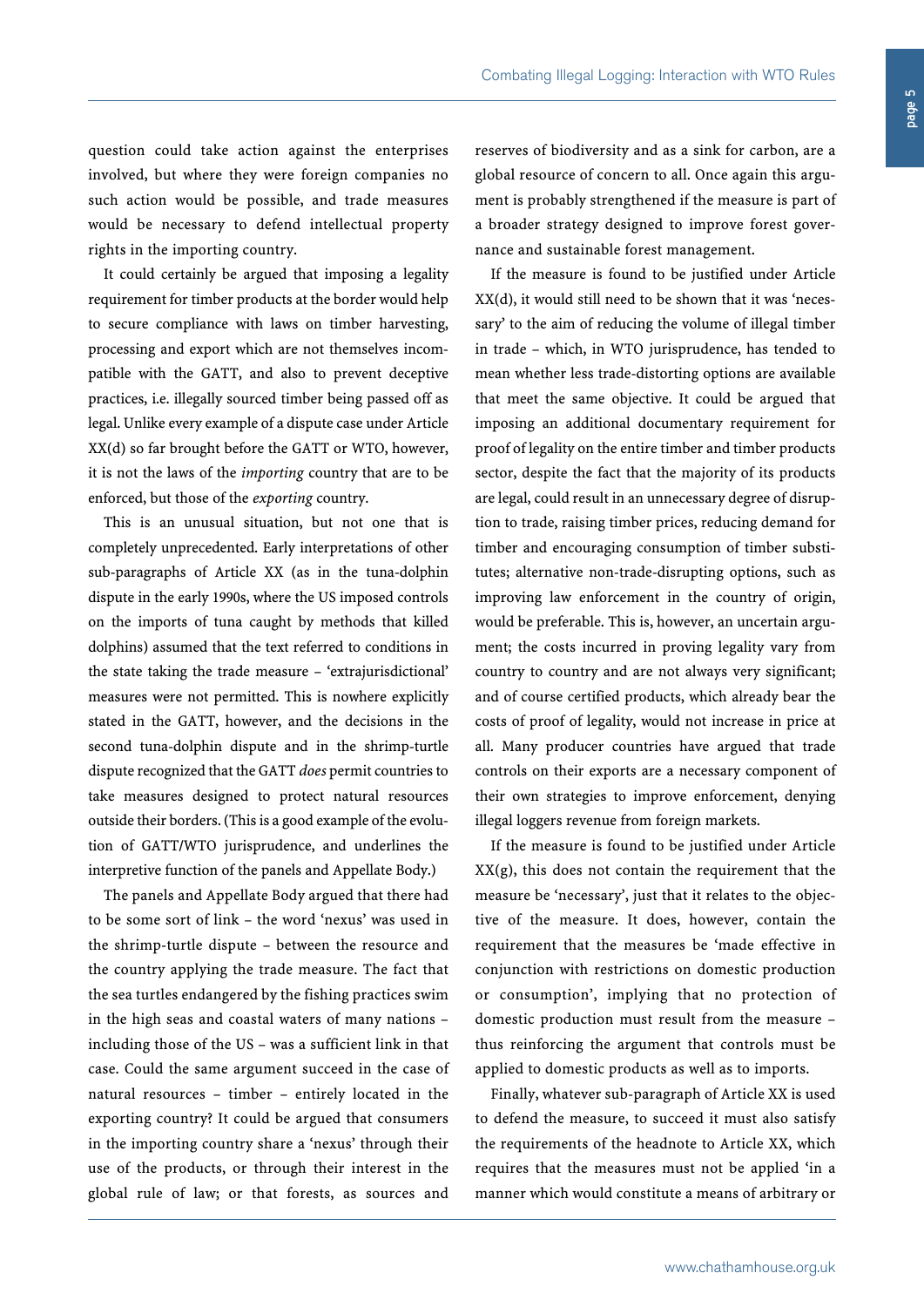question could take action against the enterprises involved, but where they were foreign companies no such action would be possible, and trade measures would be necessary to defend intellectual property rights in the importing country.

It could certainly be argued that imposing a legality requirement for timber products at the border would help to secure compliance with laws on timber harvesting, processing and export which are not themselves incompatible with the GATT, and also to prevent deceptive practices, i.e. illegally sourced timber being passed off as legal. Unlike every example of a dispute case under Article XX(d) so far brought before the GATT or WTO, however, it is not the laws of the *importing* country that are to be enforced, but those of the *exporting* country.

This is an unusual situation, but not one that is completely unprecedented. Early interpretations of other sub-paragraphs of Article XX (as in the tuna-dolphin dispute in the early 1990s, where the US imposed controls on the imports of tuna caught by methods that killed dolphins) assumed that the text referred to conditions in the state taking the trade measure – 'extrajurisdictional' measures were not permitted. This is nowhere explicitly stated in the GATT, however, and the decisions in the second tuna-dolphin dispute and in the shrimp-turtle dispute recognized that the GATT *does* permit countries to take measures designed to protect natural resources outside their borders. (This is a good example of the evolution of GATT/WTO jurisprudence, and underlines the interpretive function of the panels and Appellate Body.)

The panels and Appellate Body argued that there had to be some sort of link – the word 'nexus' was used in the shrimp-turtle dispute – between the resource and the country applying the trade measure. The fact that the sea turtles endangered by the fishing practices swim in the high seas and coastal waters of many nations – including those of the US – was a sufficient link in that case. Could the same argument succeed in the case of natural resources – timber – entirely located in the exporting country? It could be argued that consumers in the importing country share a 'nexus' through their use of the products, or through their interest in the global rule of law; or that forests, as sources and reserves of biodiversity and as a sink for carbon, are a global resource of concern to all. Once again this argument is probably strengthened if the measure is part of a broader strategy designed to improve forest governance and sustainable forest management.

If the measure is found to be justified under Article XX(d), it would still need to be shown that it was 'necessary' to the aim of reducing the volume of illegal timber in trade – which, in WTO jurisprudence, has tended to mean whether less trade-distorting options are available that meet the same objective. It could be argued that imposing an additional documentary requirement for proof of legality on the entire timber and timber products sector, despite the fact that the majority of its products are legal, could result in an unnecessary degree of disruption to trade, raising timber prices, reducing demand for timber and encouraging consumption of timber substitutes; alternative non-trade-disrupting options, such as improving law enforcement in the country of origin, would be preferable. This is, however, an uncertain argument; the costs incurred in proving legality vary from country to country and are not always very significant; and of course certified products, which already bear the costs of proof of legality, would not increase in price at all. Many producer countries have argued that trade controls on their exports are a necessary component of their own strategies to improve enforcement, denying illegal loggers revenue from foreign markets.

If the measure is found to be justified under Article XX(g), this does not contain the requirement that the measure be 'necessary', just that it relates to the objective of the measure. It does, however, contain the requirement that the measures be 'made effective in conjunction with restrictions on domestic production or consumption', implying that no protection of domestic production must result from the measure – thus reinforcing the argument that controls must be applied to domestic products as well as to imports.

Finally, whatever sub-paragraph of Article XX is used to defend the measure, to succeed it must also satisfy the requirements of the headnote to Article XX, which requires that the measures must not be applied 'in a manner which would constitute a means of arbitrary or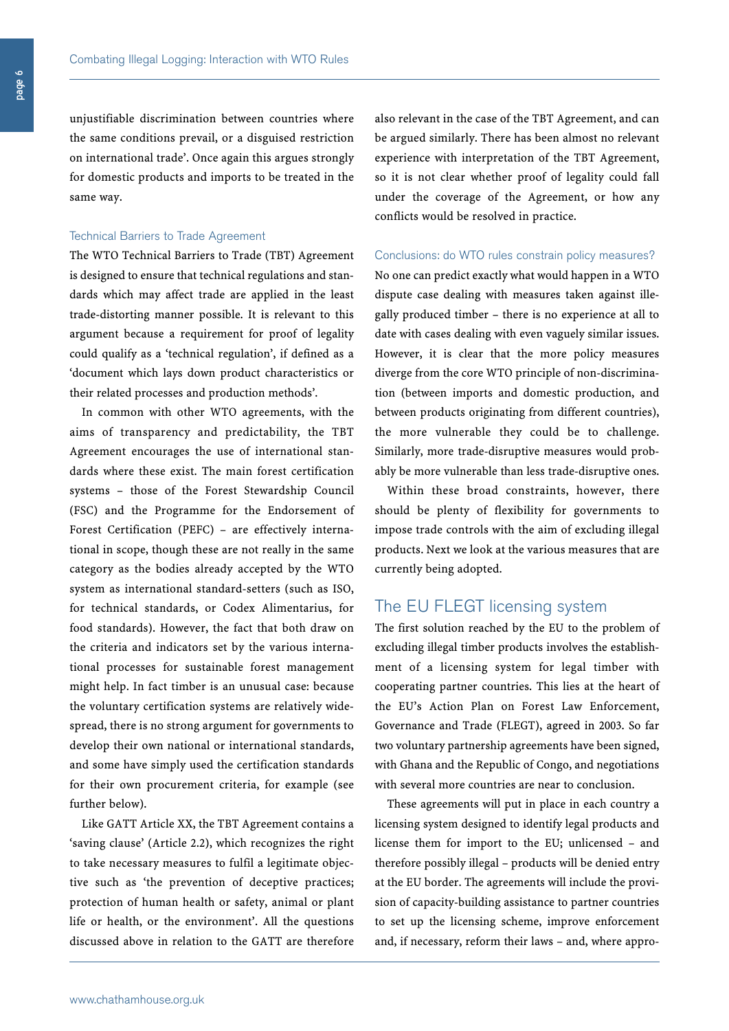unjustifiable discrimination between countries where the same conditions prevail, or a disguised restriction on international trade'. Once again this argues strongly for domestic products and imports to be treated in the same way.

### Technical Barriers to Trade Agreement

The WTO Technical Barriers to Trade (TBT) Agreement is designed to ensure that technical regulations and standards which may affect trade are applied in the least trade-distorting manner possible. It is relevant to this argument because a requirement for proof of legality could qualify as a 'technical regulation', if defined as a 'document which lays down product characteristics or their related processes and production methods'.

In common with other WTO agreements, with the aims of transparency and predictability, the TBT Agreement encourages the use of international standards where these exist. The main forest certification systems – those of the Forest Stewardship Council (FSC) and the Programme for the Endorsement of Forest Certification (PEFC) – are effectively international in scope, though these are not really in the same category as the bodies already accepted by the WTO system as international standard-setters (such as ISO, for technical standards, or Codex Alimentarius, for food standards). However, the fact that both draw on the criteria and indicators set by the various international processes for sustainable forest management might help. In fact timber is an unusual case: because the voluntary certification systems are relatively widespread, there is no strong argument for governments to develop their own national or international standards, and some have simply used the certification standards for their own procurement criteria, for example (see further below).

Like GATT Article XX, the TBT Agreement contains a 'saving clause' (Article 2.2), which recognizes the right to take necessary measures to fulfil a legitimate objective such as 'the prevention of deceptive practices; protection of human health or safety, animal or plant life or health, or the environment'. All the questions discussed above in relation to the GATT are therefore also relevant in the case of the TBT Agreement, and can be argued similarly. There has been almost no relevant experience with interpretation of the TBT Agreement, so it is not clear whether proof of legality could fall under the coverage of the Agreement, or how any conflicts would be resolved in practice.

### Conclusions: do WTO rules constrain policy measures?

No one can predict exactly what would happen in a WTO dispute case dealing with measures taken against illegally produced timber – there is no experience at all to date with cases dealing with even vaguely similar issues. However, it is clear that the more policy measures diverge from the core WTO principle of non-discrimination (between imports and domestic production, and between products originating from different countries), the more vulnerable they could be to challenge. Similarly, more trade-disruptive measures would probably be more vulnerable than less trade-disruptive ones.

Within these broad constraints, however, there should be plenty of flexibility for governments to impose trade controls with the aim of excluding illegal products. Next we look at the various measures that are currently being adopted.

## The EU FLEGT licensing system

The first solution reached by the EU to the problem of excluding illegal timber products involves the establishment of a licensing system for legal timber with cooperating partner countries. This lies at the heart of the EU's Action Plan on Forest Law Enforcement, Governance and Trade (FLEGT), agreed in 2003. So far two voluntary partnership agreements have been signed, with Ghana and the Republic of Congo, and negotiations with several more countries are near to conclusion.

These agreements will put in place in each country a licensing system designed to identify legal products and license them for import to the EU; unlicensed – and therefore possibly illegal – products will be denied entry at the EU border. The agreements will include the provision of capacity-building assistance to partner countries to set up the licensing scheme, improve enforcement and, if necessary, reform their laws – and, where appro-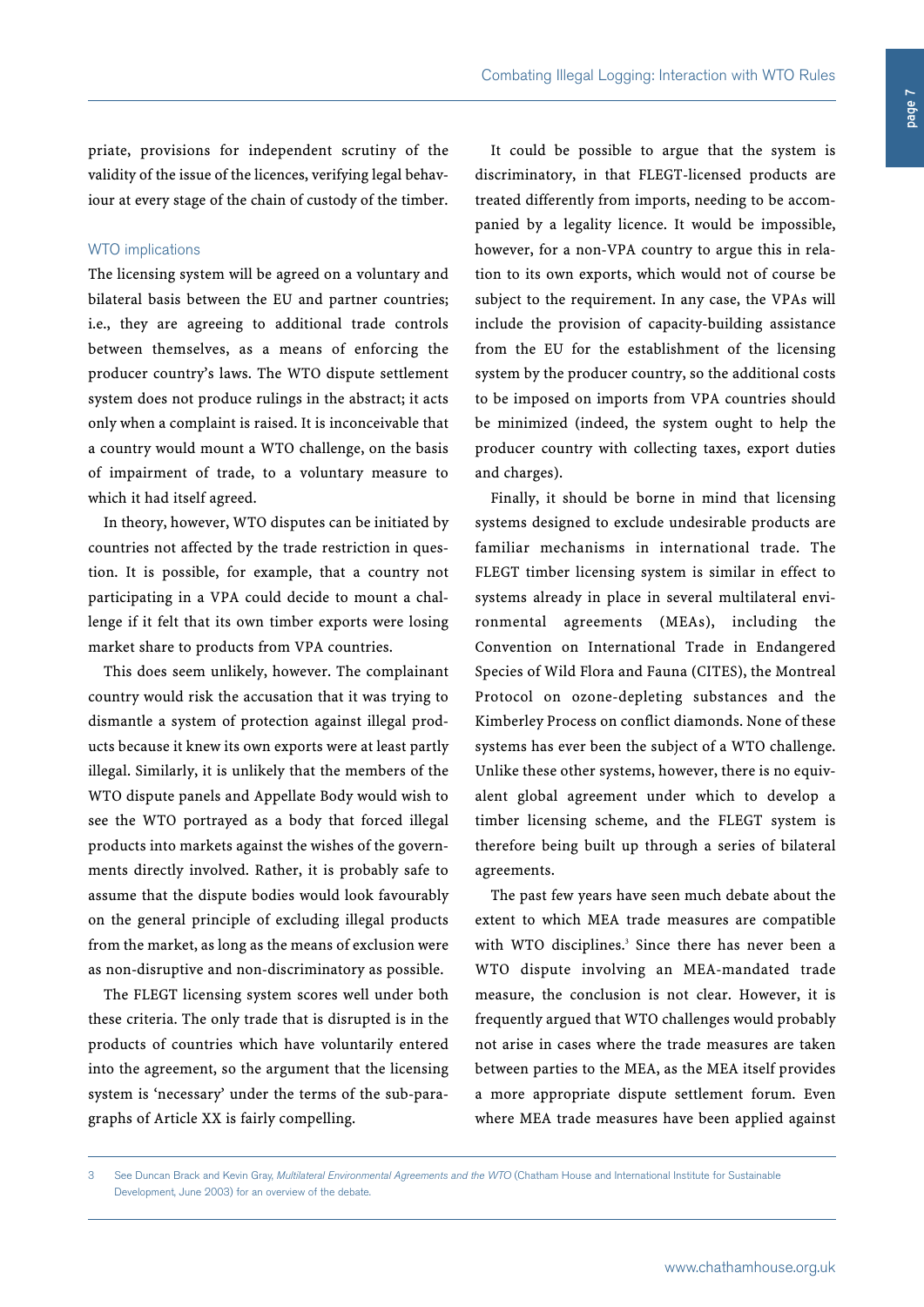priate, provisions for independent scrutiny of the validity of the issue of the licences, verifying legal behaviour at every stage of the chain of custody of the timber.

### WTO implications

The licensing system will be agreed on a voluntary and bilateral basis between the EU and partner countries; i.e., they are agreeing to additional trade controls between themselves, as a means of enforcing the producer country's laws. The WTO dispute settlement system does not produce rulings in the abstract; it acts only when a complaint is raised. It is inconceivable that a country would mount a WTO challenge, on the basis of impairment of trade, to a voluntary measure to which it had itself agreed.

In theory, however, WTO disputes can be initiated by countries not affected by the trade restriction in question. It is possible, for example, that a country not participating in a VPA could decide to mount a challenge if it felt that its own timber exports were losing market share to products from VPA countries.

This does seem unlikely, however. The complainant country would risk the accusation that it was trying to dismantle a system of protection against illegal products because it knew its own exports were at least partly illegal. Similarly, it is unlikely that the members of the WTO dispute panels and Appellate Body would wish to see the WTO portrayed as a body that forced illegal products into markets against the wishes of the governments directly involved. Rather, it is probably safe to assume that the dispute bodies would look favourably on the general principle of excluding illegal products from the market, as long as the means of exclusion were as non-disruptive and non-discriminatory as possible.

The FLEGT licensing system scores well under both these criteria. The only trade that is disrupted is in the products of countries which have voluntarily entered into the agreement, so the argument that the licensing system is 'necessary' under the terms of the sub-paragraphs of Article XX is fairly compelling.

It could be possible to argue that the system is discriminatory, in that FLEGT-licensed products are treated differently from imports, needing to be accompanied by a legality licence. It would be impossible, however, for a non-VPA country to argue this in relation to its own exports, which would not of course be subject to the requirement. In any case, the VPAs will include the provision of capacity-building assistance from the EU for the establishment of the licensing system by the producer country, so the additional costs to be imposed on imports from VPA countries should be minimized (indeed, the system ought to help the producer country with collecting taxes, export duties and charges).

Finally, it should be borne in mind that licensing systems designed to exclude undesirable products are familiar mechanisms in international trade. The FLEGT timber licensing system is similar in effect to systems already in place in several multilateral environmental agreements (MEAs), including the Convention on International Trade in Endangered Species of Wild Flora and Fauna (CITES), the Montreal Protocol on ozone-depleting substances and the Kimberley Process on conflict diamonds. None of these systems has ever been the subject of a WTO challenge. Unlike these other systems, however, there is no equivalent global agreement under which to develop a timber licensing scheme, and the FLEGT system is therefore being built up through a series of bilateral agreements.

The past few years have seen much debate about the extent to which MEA trade measures are compatible with WTO disciplines.[3] Since there has never been a WTO dispute involving an MEA-mandated trade measure, the conclusion is not clear. However, it is frequently argued that WTO challenges would probably not arise in cases where the trade measures are taken between parties to the MEA, as the MEA itself provides a more appropriate dispute settlement forum. Even where MEA trade measures have been applied against

---

3 See Duncan Brack and Kevin Gray, *Multilateral Environmental Agreements and the WTO* (Chatham House and International Institute for Sustainable Development, June 2003) for an overview of the debate.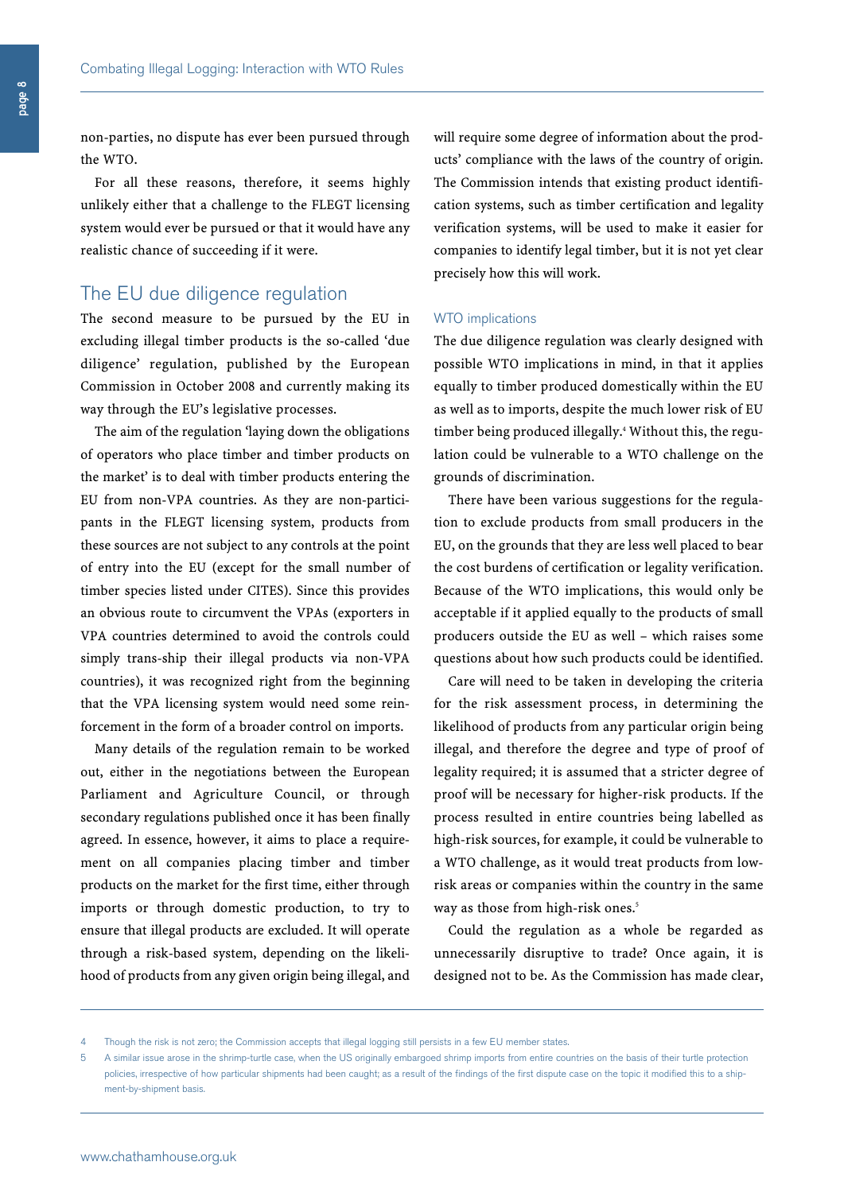non-parties, no dispute has ever been pursued through the WTO.

For all these reasons, therefore, it seems highly unlikely either that a challenge to the FLEGT licensing system would ever be pursued or that it would have any realistic chance of succeeding if it were.

## The EU due diligence regulation

The second measure to be pursued by the EU in excluding illegal timber products is the so-called 'due diligence' regulation, published by the European Commission in October 2008 and currently making its way through the EU's legislative processes.

The aim of the regulation 'laying down the obligations of operators who place timber and timber products on the market' is to deal with timber products entering the EU from non-VPA countries. As they are non-participants in the FLEGT licensing system, products from these sources are not subject to any controls at the point of entry into the EU (except for the small number of timber species listed under CITES). Since this provides an obvious route to circumvent the VPAs (exporters in VPA countries determined to avoid the controls could simply trans-ship their illegal products via non-VPA countries), it was recognized right from the beginning that the VPA licensing system would need some reinforcement in the form of a broader control on imports.

Many details of the regulation remain to be worked out, either in the negotiations between the European Parliament and Agriculture Council, or through secondary regulations published once it has been finally agreed. In essence, however, it aims to place a requirement on all companies placing timber and timber products on the market for the first time, either through imports or through domestic production, to try to ensure that illegal products are excluded. It will operate through a risk-based system, depending on the likelihood of products from any given origin being illegal, and will require some degree of information about the products' compliance with the laws of the country of origin. The Commission intends that existing product identification systems, such as timber certification and legality verification systems, will be used to make it easier for companies to identify legal timber, but it is not yet clear precisely how this will work.

### WTO implications

The due diligence regulation was clearly designed with possible WTO implications in mind, in that it applies equally to timber produced domestically within the EU as well as to imports, despite the much lower risk of EU timber being produced illegally.[4] Without this, the regulation could be vulnerable to a WTO challenge on the grounds of discrimination.

There have been various suggestions for the regulation to exclude products from small producers in the EU, on the grounds that they are less well placed to bear the cost burdens of certification or legality verification. Because of the WTO implications, this would only be acceptable if it applied equally to the products of small producers outside the EU as well – which raises some questions about how such products could be identified.

Care will need to be taken in developing the criteria for the risk assessment process, in determining the likelihood of products from any particular origin being illegal, and therefore the degree and type of proof of legality required; it is assumed that a stricter degree of proof will be necessary for higher-risk products. If the process resulted in entire countries being labelled as high-risk sources, for example, it could be vulnerable to a WTO challenge, as it would treat products from low-risk areas or companies within the country in the same way as those from high-risk ones.[5]

Could the regulation as a whole be regarded as unnecessarily disruptive to trade? Once again, it is designed not to be. As the Commission has made clear,

---

4 Though the risk is not zero; the Commission accepts that illegal logging still persists in a few EU member states.

5 A similar issue arose in the shrimp-turtle case, when the US originally embargoed shrimp imports from entire countries on the basis of their turtle protection policies, irrespective of how particular shipments had been caught; as a result of the findings of the first dispute case on the topic it modified this to a shipment-by-shipment basis.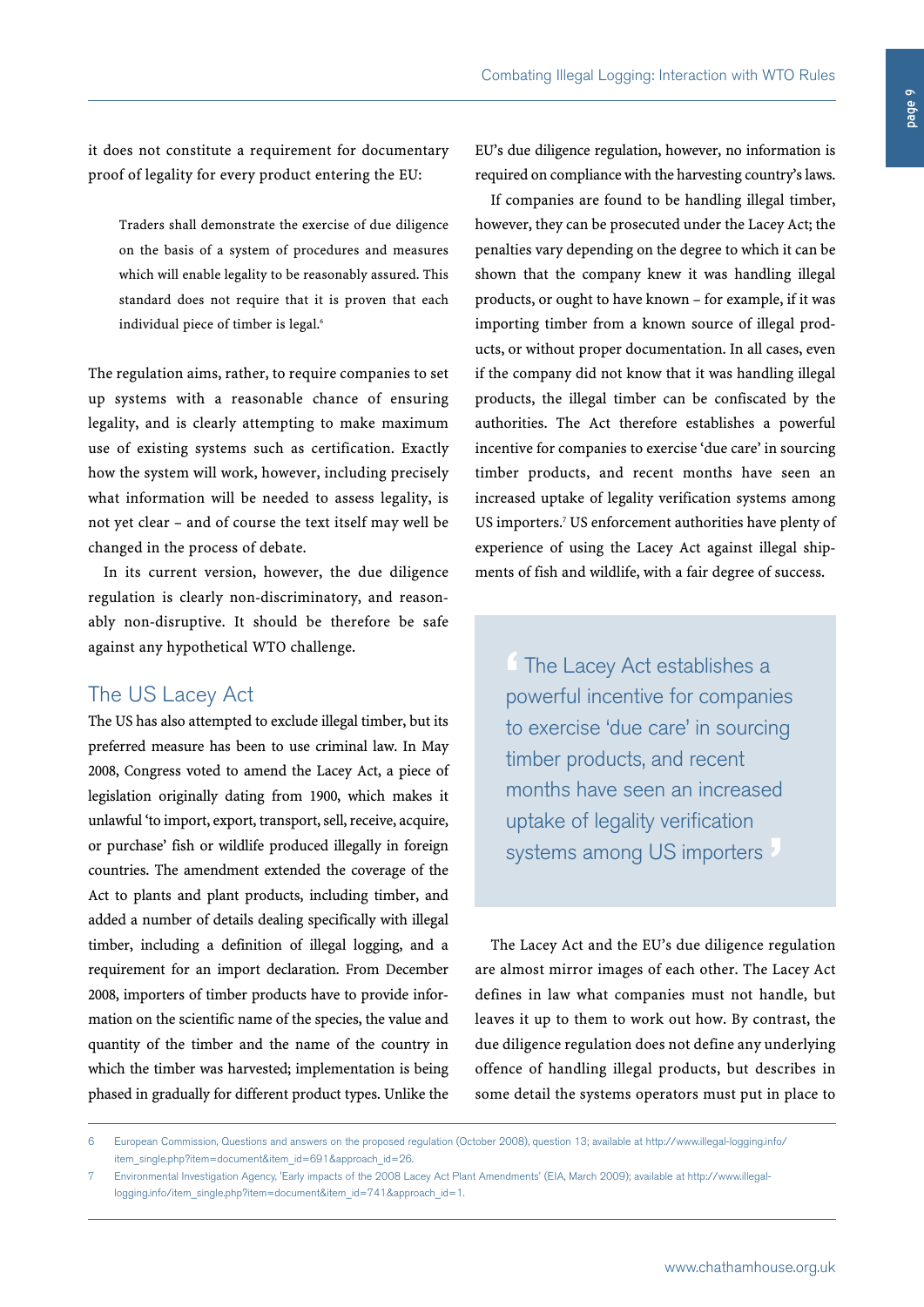it does not constitute a requirement for documentary proof of legality for every product entering the EU:

> Traders shall demonstrate the exercise of due diligence on the basis of a system of procedures and measures which will enable legality to be reasonably assured. This standard does not require that it is proven that each individual piece of timber is legal.[6]

The regulation aims, rather, to require companies to set up systems with a reasonable chance of ensuring legality, and is clearly attempting to make maximum use of existing systems such as certification. Exactly how the system will work, however, including precisely what information will be needed to assess legality, is not yet clear – and of course the text itself may well be changed in the process of debate.

In its current version, however, the due diligence regulation is clearly non-discriminatory, and reasonably non-disruptive. It should be therefore be safe against any hypothetical WTO challenge.

## The US Lacey Act

The US has also attempted to exclude illegal timber, but its preferred measure has been to use criminal law. In May 2008, Congress voted to amend the Lacey Act, a piece of legislation originally dating from 1900, which makes it unlawful 'to import, export, transport, sell, receive, acquire, or purchase' fish or wildlife produced illegally in foreign countries. The amendment extended the coverage of the Act to plants and plant products, including timber, and added a number of details dealing specifically with illegal timber, including a definition of illegal logging, and a requirement for an import declaration. From December 2008, importers of timber products have to provide information on the scientific name of the species, the value and quantity of the timber and the name of the country in which the timber was harvested; implementation is being phased in gradually for different product types. Unlike the EU's due diligence regulation, however, no information is required on compliance with the harvesting country's laws.

If companies are found to be handling illegal timber, however, they can be prosecuted under the Lacey Act; the penalties vary depending on the degree to which it can be shown that the company knew it was handling illegal products, or ought to have known – for example, if it was importing timber from a known source of illegal products, or without proper documentation. In all cases, even if the company did not know that it was handling illegal products, the illegal timber can be confiscated by the authorities. The Act therefore establishes a powerful incentive for companies to exercise 'due care' in sourcing timber products, and recent months have seen an increased uptake of legality verification systems among US importers.[7] US enforcement authorities have plenty of experience of using the Lacey Act against illegal shipments of fish and wildlife, with a fair degree of success.

> 'The Lacey Act establishes a powerful incentive for companies to exercise 'due care' in sourcing timber products, and recent months have seen an increased uptake of legality verification systems among US importers'

The Lacey Act and the EU's due diligence regulation are almost mirror images of each other. The Lacey Act defines in law what companies must not handle, but leaves it up to them to work out how. By contrast, the due diligence regulation does not define any underlying offence of handling illegal products, but describes in some detail the systems operators must put in place to

---

6 European Commission, Questions and answers on the proposed regulation (October 2008), question 13; available at http://www.illegal-logging.info/item_single.php?item=document&item_id=691&approach_id=26.

7 Environmental Investigation Agency, 'Early impacts of the 2008 Lacey Act Plant Amendments' (EIA, March 2009); available at http://www.illegal-logging.info/item_single.php?item=document&item_id=741&approach_id=1.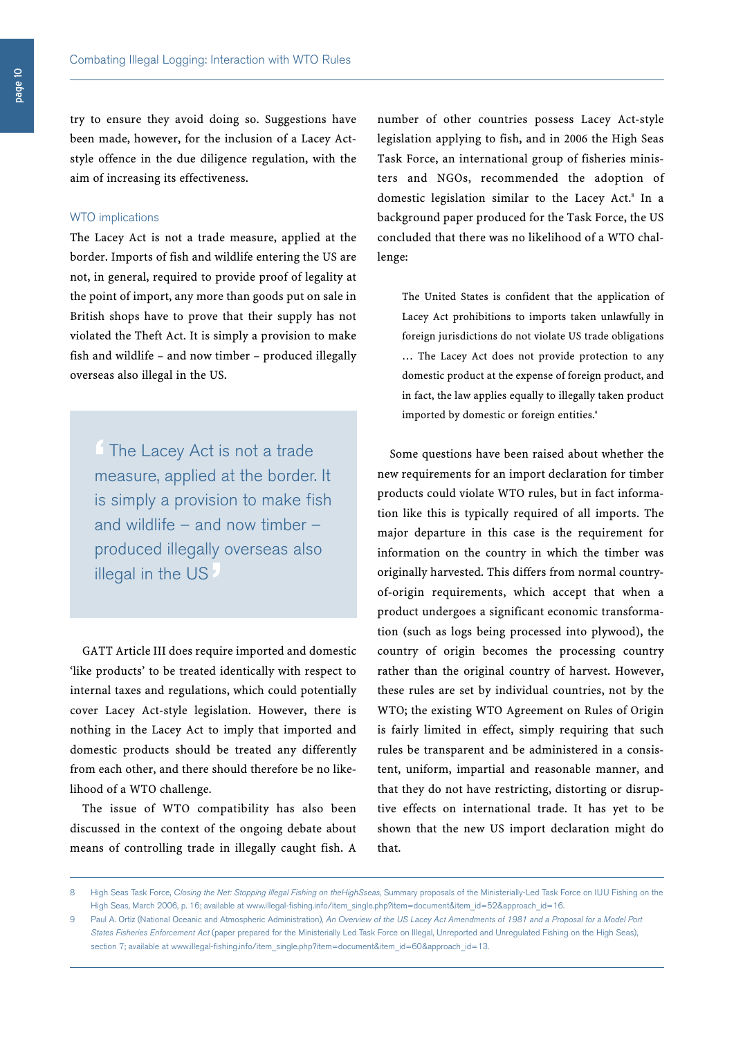try to ensure they avoid doing so. Suggestions have been made, however, for the inclusion of a Lacey Act-style offence in the due diligence regulation, with the aim of increasing its effectiveness.

### WTO implications

The Lacey Act is not a trade measure, applied at the border. Imports of fish and wildlife entering the US are not, in general, required to provide proof of legality at the point of import, any more than goods put on sale in British shops have to prove that their supply has not violated the Theft Act. It is simply a provision to make fish and wildlife – and now timber – produced illegally overseas also illegal in the US.

> 'The Lacey Act is not a trade measure, applied at the border. It is simply a provision to make fish and wildlife – and now timber – produced illegally overseas also illegal in the US'

GATT Article III does require imported and domestic 'like products' to be treated identically with respect to internal taxes and regulations, which could potentially cover Lacey Act-style legislation. However, there is nothing in the Lacey Act to imply that imported and domestic products should be treated any differently from each other, and there should therefore be no likelihood of a WTO challenge.

The issue of WTO compatibility has also been discussed in the context of the ongoing debate about means of controlling trade in illegally caught fish. A number of other countries possess Lacey Act-style legislation applying to fish, and in 2006 the High Seas Task Force, an international group of fisheries ministers and NGOs, recommended the adoption of domestic legislation similar to the Lacey Act.[8] In a background paper produced for the Task Force, the US concluded that there was no likelihood of a WTO challenge:

> The United States is confident that the application of Lacey Act prohibitions to imports taken unlawfully in foreign jurisdictions do not violate US trade obligations … The Lacey Act does not provide protection to any domestic product at the expense of foreign product, and in fact, the law applies equally to illegally taken product imported by domestic or foreign entities.[9]

Some questions have been raised about whether the new requirements for an import declaration for timber products could violate WTO rules, but in fact information like this is typically required of all imports. The major departure in this case is the requirement for information on the country in which the timber was originally harvested. This differs from normal country-of-origin requirements, which accept that when a product undergoes a significant economic transformation (such as logs being processed into plywood), the country of origin becomes the processing country rather than the original country of harvest. However, these rules are set by individual countries, not by the WTO; the existing WTO Agreement on Rules of Origin is fairly limited in effect, simply requiring that such rules be transparent and be administered in a consistent, uniform, impartial and reasonable manner, and that they do not have restricting, distorting or disruptive effects on international trade. It has yet to be shown that the new US import declaration might do that.

---

8 High Seas Task Force, *Closing the Net: Stopping Illegal Fishing on theHighSseas*, Summary proposals of the Ministerially-Led Task Force on IUU Fishing on the High Seas, March 2006, p. 16; available at www.illegal-fishing.info/item_single.php?item=document&item_id=52&approach_id=16.

9 Paul A. Ortiz (National Oceanic and Atmospheric Administration), *An Overview of the US Lacey Act Amendments of 1981 and a Proposal for a Model Port States Fisheries Enforcement Act* (paper prepared for the Ministerially Led Task Force on Illegal, Unreported and Unregulated Fishing on the High Seas), section 7; available at www.illegal-fishing.info/item_single.php?item=document&item_id=60&approach_id=13.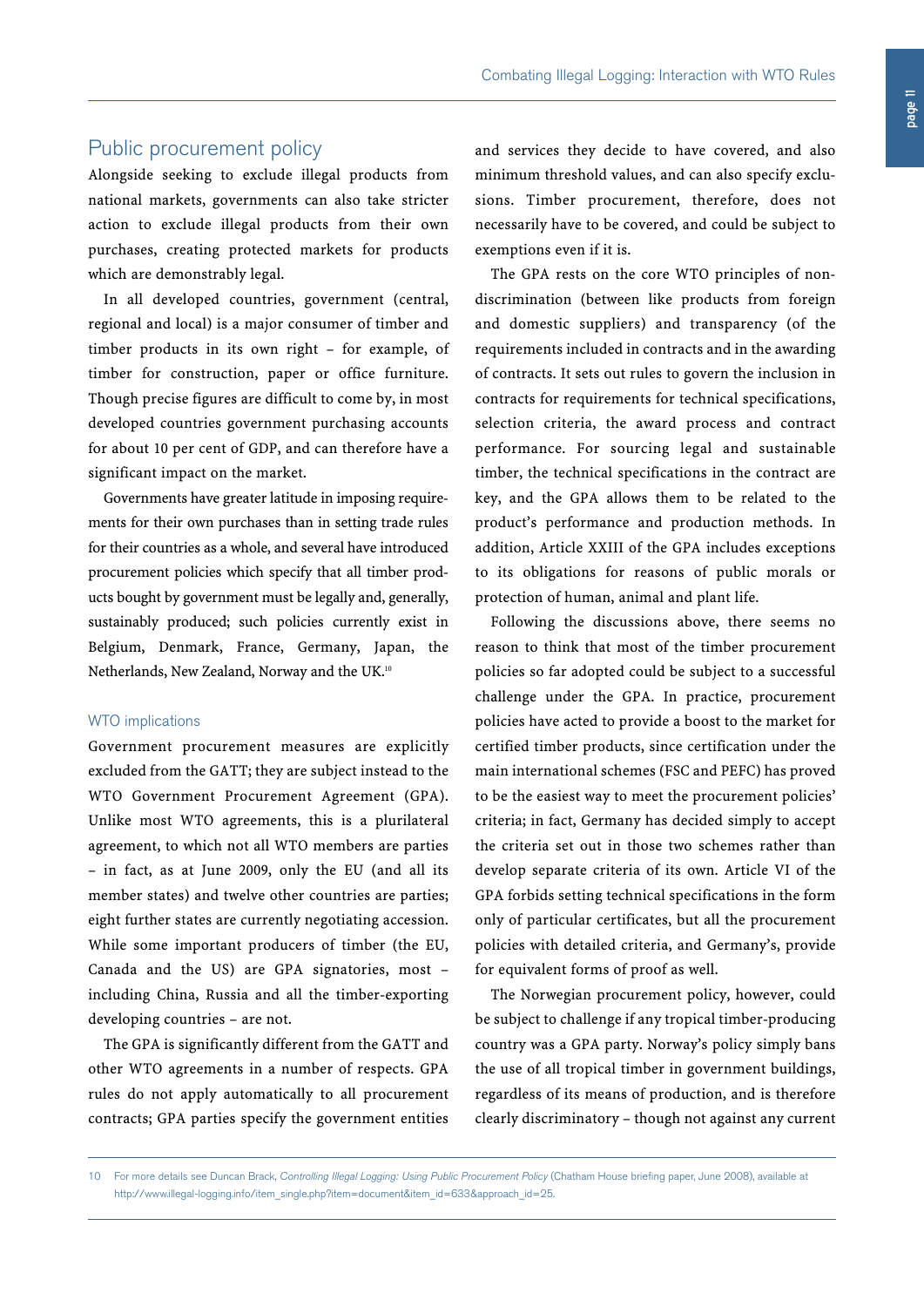## Public procurement policy

Alongside seeking to exclude illegal products from national markets, governments can also take stricter action to exclude illegal products from their own purchases, creating protected markets for products which are demonstrably legal.

In all developed countries, government (central, regional and local) is a major consumer of timber and timber products in its own right – for example, of timber for construction, paper or office furniture. Though precise figures are difficult to come by, in most developed countries government purchasing accounts for about 10 per cent of GDP, and can therefore have a significant impact on the market.

Governments have greater latitude in imposing requirements for their own purchases than in setting trade rules for their countries as a whole, and several have introduced procurement policies which specify that all timber products bought by government must be legally and, generally, sustainably produced; such policies currently exist in Belgium, Denmark, France, Germany, Japan, the Netherlands, New Zealand, Norway and the UK.[10]

### WTO implications

Government procurement measures are explicitly excluded from the GATT; they are subject instead to the WTO Government Procurement Agreement (GPA). Unlike most WTO agreements, this is a plurilateral agreement, to which not all WTO members are parties – in fact, as at June 2009, only the EU (and all its member states) and twelve other countries are parties; eight further states are currently negotiating accession. While some important producers of timber (the EU, Canada and the US) are GPA signatories, most – including China, Russia and all the timber-exporting developing countries – are not.

The GPA is significantly different from the GATT and other WTO agreements in a number of respects. GPA rules do not apply automatically to all procurement contracts; GPA parties specify the government entities and services they decide to have covered, and also minimum threshold values, and can also specify exclusions. Timber procurement, therefore, does not necessarily have to be covered, and could be subject to exemptions even if it is.

The GPA rests on the core WTO principles of non-discrimination (between like products from foreign and domestic suppliers) and transparency (of the requirements included in contracts and in the awarding of contracts. It sets out rules to govern the inclusion in contracts for requirements for technical specifications, selection criteria, the award process and contract performance. For sourcing legal and sustainable timber, the technical specifications in the contract are key, and the GPA allows them to be related to the product's performance and production methods. In addition, Article XXIII of the GPA includes exceptions to its obligations for reasons of public morals or protection of human, animal and plant life.

Following the discussions above, there seems no reason to think that most of the timber procurement policies so far adopted could be subject to a successful challenge under the GPA. In practice, procurement policies have acted to provide a boost to the market for certified timber products, since certification under the main international schemes (FSC and PEFC) has proved to be the easiest way to meet the procurement policies' criteria; in fact, Germany has decided simply to accept the criteria set out in those two schemes rather than develop separate criteria of its own. Article VI of the GPA forbids setting technical specifications in the form only of particular certificates, but all the procurement policies with detailed criteria, and Germany's, provide for equivalent forms of proof as well.

The Norwegian procurement policy, however, could be subject to challenge if any tropical timber-producing country was a GPA party. Norway's policy simply bans the use of all tropical timber in government buildings, regardless of its means of production, and is therefore clearly discriminatory – though not against any current

---

10 For more details see Duncan Brack, *Controlling Illegal Logging: Using Public Procurement Policy* (Chatham House briefing paper, June 2008), available at http://www.illegal-logging.info/item_single.php?item=document&item_id=633&approach_id=25.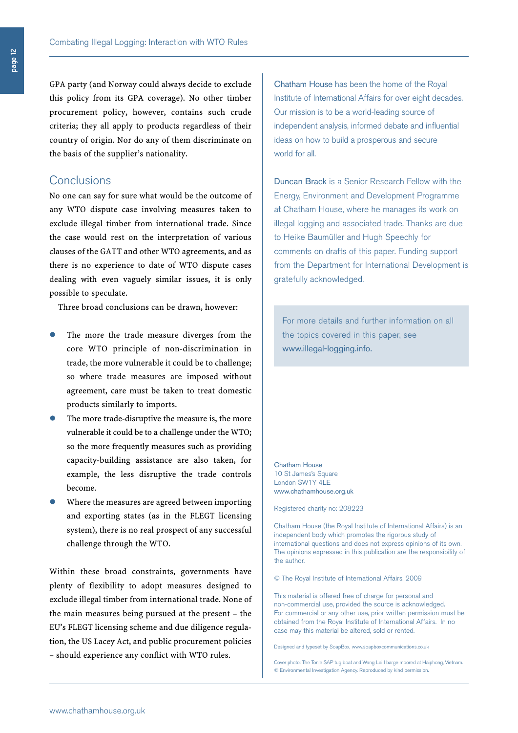GPA party (and Norway could always decide to exclude this policy from its GPA coverage). No other timber procurement policy, however, contains such crude criteria; they all apply to products regardless of their country of origin. Nor do any of them discriminate on the basis of the supplier's nationality.

## Conclusions

No one can say for sure what would be the outcome of any WTO dispute case involving measures taken to exclude illegal timber from international trade. Since the case would rest on the interpretation of various clauses of the GATT and other WTO agreements, and as there is no experience to date of WTO dispute cases dealing with even vaguely similar issues, it is only possible to speculate.

Three broad conclusions can be drawn, however:

- The more the trade measure diverges from the core WTO principle of non-discrimination in trade, the more vulnerable it could be to challenge; so where trade measures are imposed without agreement, care must be taken to treat domestic products similarly to imports.
- The more trade-disruptive the measure is, the more vulnerable it could be to a challenge under the WTO; so the more frequently measures such as providing capacity-building assistance are also taken, for example, the less disruptive the trade controls become.
- Where the measures are agreed between importing and exporting states (as in the FLEGT licensing system), there is no real prospect of any successful challenge through the WTO.

Within these broad constraints, governments have plenty of flexibility to adopt measures designed to exclude illegal timber from international trade. None of the main measures being pursued at the present – the EU's FLEGT licensing scheme and due diligence regulation, the US Lacey Act, and public procurement policies – should experience any conflict with WTO rules.

Chatham House has been the home of the Royal Institute of International Affairs for over eight decades. Our mission is to be a world-leading source of independent analysis, informed debate and influential ideas on how to build a prosperous and secure world for all.

Duncan Brack is a Senior Research Fellow with the Energy, Environment and Development Programme at Chatham House, where he manages its work on illegal logging and associated trade. Thanks are due to Heike Baumüller and Hugh Speechly for comments on drafts of this paper. Funding support from the Department for International Development is gratefully acknowledged.

For more details and further information on all the topics covered in this paper, see www.illegal-logging.info.

Chatham House
10 St James's Square
London SW1Y 4LE
www.chathamhouse.org.uk

Registered charity no: 208223

Chatham House (the Royal Institute of International Affairs) is an independent body which promotes the rigorous study of international questions and does not express opinions of its own. The opinions expressed in this publication are the responsibility of the author.

© The Royal Institute of International Affairs, 2009

This material is offered free of charge for personal and non-commercial use, provided the source is acknowledged. For commercial or any other use, prior written permission must be obtained from the Royal Institute of International Affairs. In no case may this material be altered, sold or rented.

Designed and typeset by SoapBox, www.soapboxcommunications.co.uk

Cover photo: The Tonle SAP tug boat and Wang Lai I barge moored at Haiphong, Vietnam. © Environmental Investigation Agency. Reproduced by kind permission.